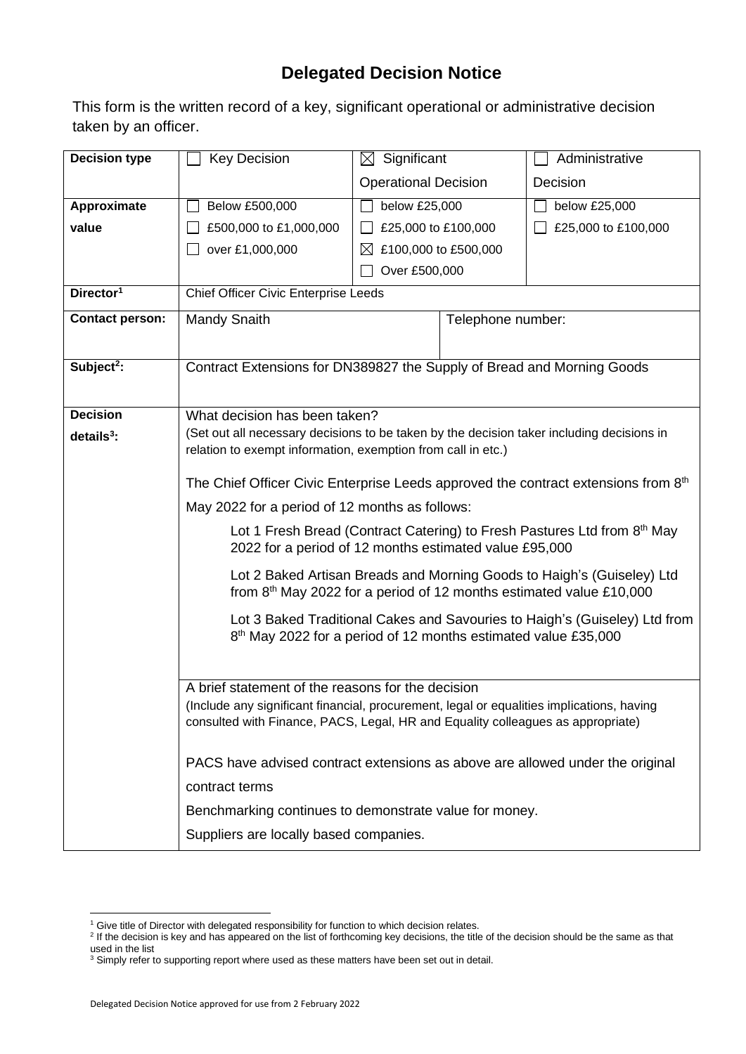# Delegated Decision Notice

This form is the written record of a key, significant operational or administrative decision taken by an officer.

| | | | |
|---|---|---|---|
| **Decision type** | ☐ Key Decision | ☒ Significant Operational Decision | ☐ Administrative Decision |
| **Approximate value** | ☐ Below £500,000<br>☐ £500,000 to £1,000,000<br>☐ over £1,000,000 | ☐ below £25,000<br>☐ £25,000 to £100,000<br>☒ £100,000 to £500,000<br>☐ Over £500,000 | ☐ below £25,000<br>☐ £25,000 to £100,000 |
| **Director**[1] | Chief Officer Civic Enterprise Leeds | | |
| **Contact person:** | Mandy Snaith | Telephone number: | |
| **Subject**[2]**:** | Contract Extensions for DN389827 the Supply of Bread and Morning Goods | | |
| **Decision details**[3]**:** | What decision has been taken?<br>(Set out all necessary decisions to be taken by the decision taker including decisions in relation to exempt information, exemption from call in etc.)<br><br>The Chief Officer Civic Enterprise Leeds approved the contract extensions from 8th May 2022 for a period of 12 months as follows:<br><br>Lot 1 Fresh Bread (Contract Catering) to Fresh Pastures Ltd from 8th May 2022 for a period of 12 months estimated value £95,000<br><br>Lot 2 Baked Artisan Breads and Morning Goods to Haigh's (Guiseley) Ltd from 8th May 2022 for a period of 12 months estimated value £10,000<br><br>Lot 3 Baked Traditional Cakes and Savouries to Haigh's (Guiseley) Ltd from 8th May 2022 for a period of 12 months estimated value £35,000 | | |
| | A brief statement of the reasons for the decision<br>(Include any significant financial, procurement, legal or equalities implications, having consulted with Finance, PACS, Legal, HR and Equality colleagues as appropriate)<br><br>PACS have advised contract extensions as above are allowed under the original contract terms<br><br>Benchmarking continues to demonstrate value for money.<br><br>Suppliers are locally based companies. | | |

[1] Give title of Director with delegated responsibility for function to which decision relates.
[2] If the decision is key and has appeared on the list of forthcoming key decisions, the title of the decision should be the same as that used in the list
[3] Simply refer to supporting report where used as these matters have been set out in detail.

Delegated Decision Notice approved for use from 2 February 2022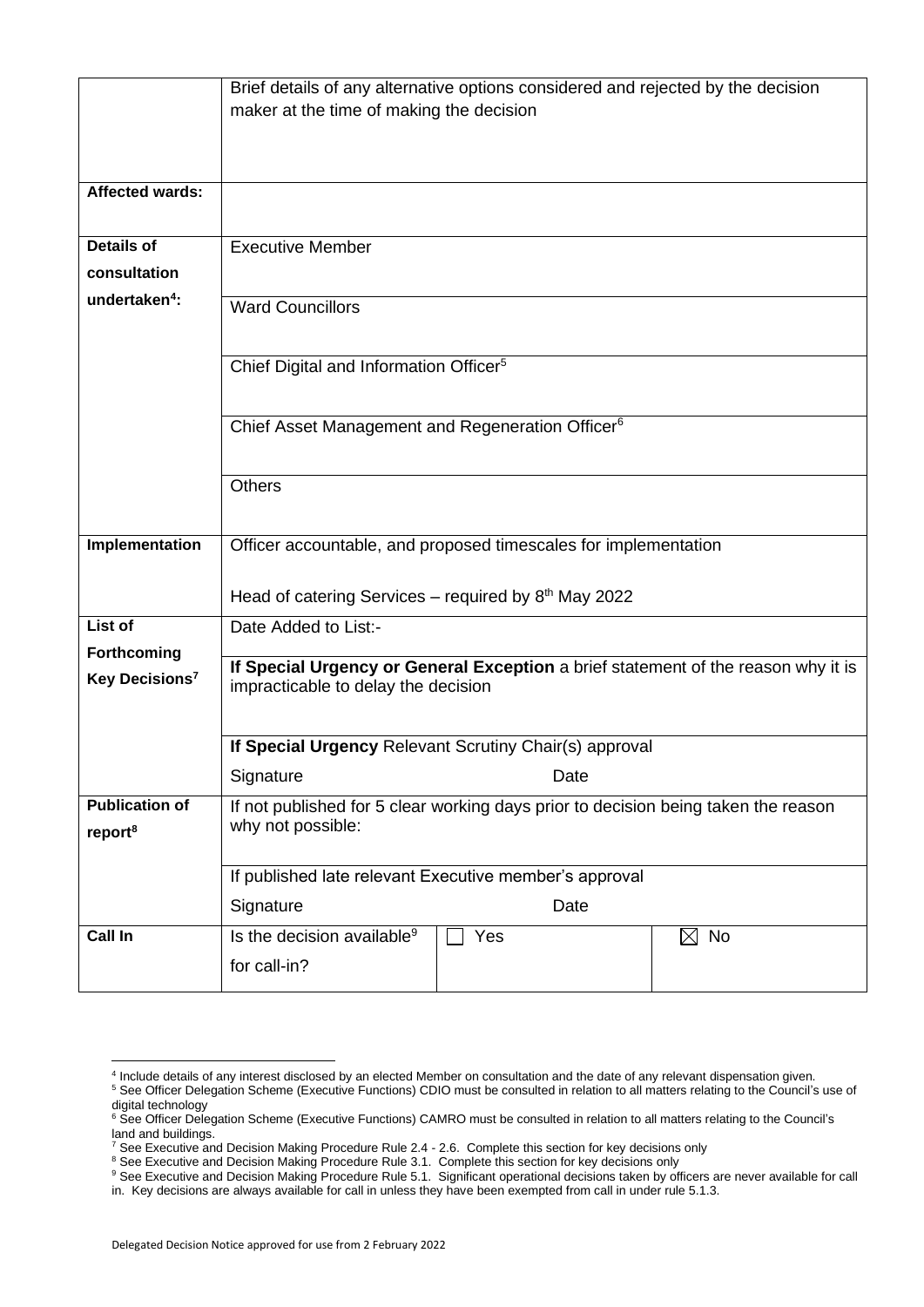| | | | |
|---|---|---|---|
| | Brief details of any alternative options considered and rejected by the decision maker at the time of making the decision | | |
| **Affected wards:** | | | |
| **Details of consultation undertaken[4]:** | Executive Member | | |
| | Ward Councillors | | |
| | Chief Digital and Information Officer[5] | | |
| | Chief Asset Management and Regeneration Officer[6] | | |
| | Others | | |
| **Implementation** | Officer accountable, and proposed timescales for implementation<br><br>Head of catering Services – required by 8th May 2022 | | |
| **List of Forthcoming Key Decisions[7]** | Date Added to List:- | | |
| | **If Special Urgency or General Exception** a brief statement of the reason why it is impracticable to delay the decision | | |
| | **If Special Urgency** Relevant Scrutiny Chair(s) approval<br>Signature Date | | |
| **Publication of report[8]** | If not published for 5 clear working days prior to decision being taken the reason why not possible: | | |
| | If published late relevant Executive member's approval<br>Signature Date | | |
| **Call In** | Is the decision available[9] for call-in? | ☐ Yes | ☒ No |

[4] Include details of any interest disclosed by an elected Member on consultation and the date of any relevant dispensation given.

[5] See Officer Delegation Scheme (Executive Functions) CDIO must be consulted in relation to all matters relating to the Council's use of digital technology

[6] See Officer Delegation Scheme (Executive Functions) CAMRO must be consulted in relation to all matters relating to the Council's land and buildings.

[7] See Executive and Decision Making Procedure Rule 2.4 - 2.6. Complete this section for key decisions only

[8] See Executive and Decision Making Procedure Rule 3.1. Complete this section for key decisions only

[9] See Executive and Decision Making Procedure Rule 5.1. Significant operational decisions taken by officers are never available for call in. Key decisions are always available for call in unless they have been exempted from call in under rule 5.1.3.

Delegated Decision Notice approved for use from 2 February 2022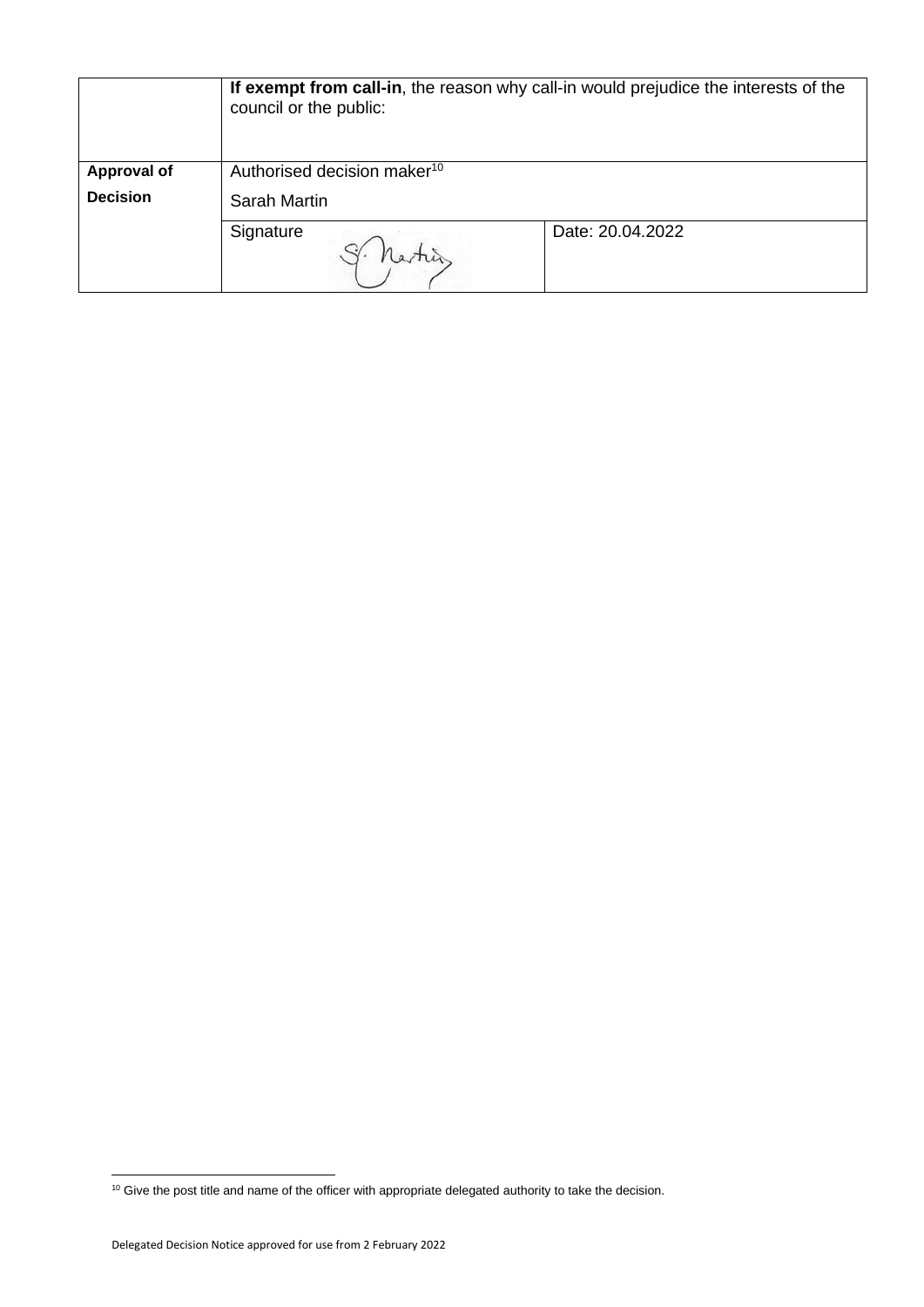| | | |
|---|---|---|
| | **If exempt from call-in**, the reason why call-in would prejudice the interests of the council or the public: | |
| **Approval of Decision** | Authorised decision maker[10]<br>Sarah Martin | |
| | Signature | Date: 20.04.2022 |

[10] Give the post title and name of the officer with appropriate delegated authority to take the decision.

Delegated Decision Notice approved for use from 2 February 2022